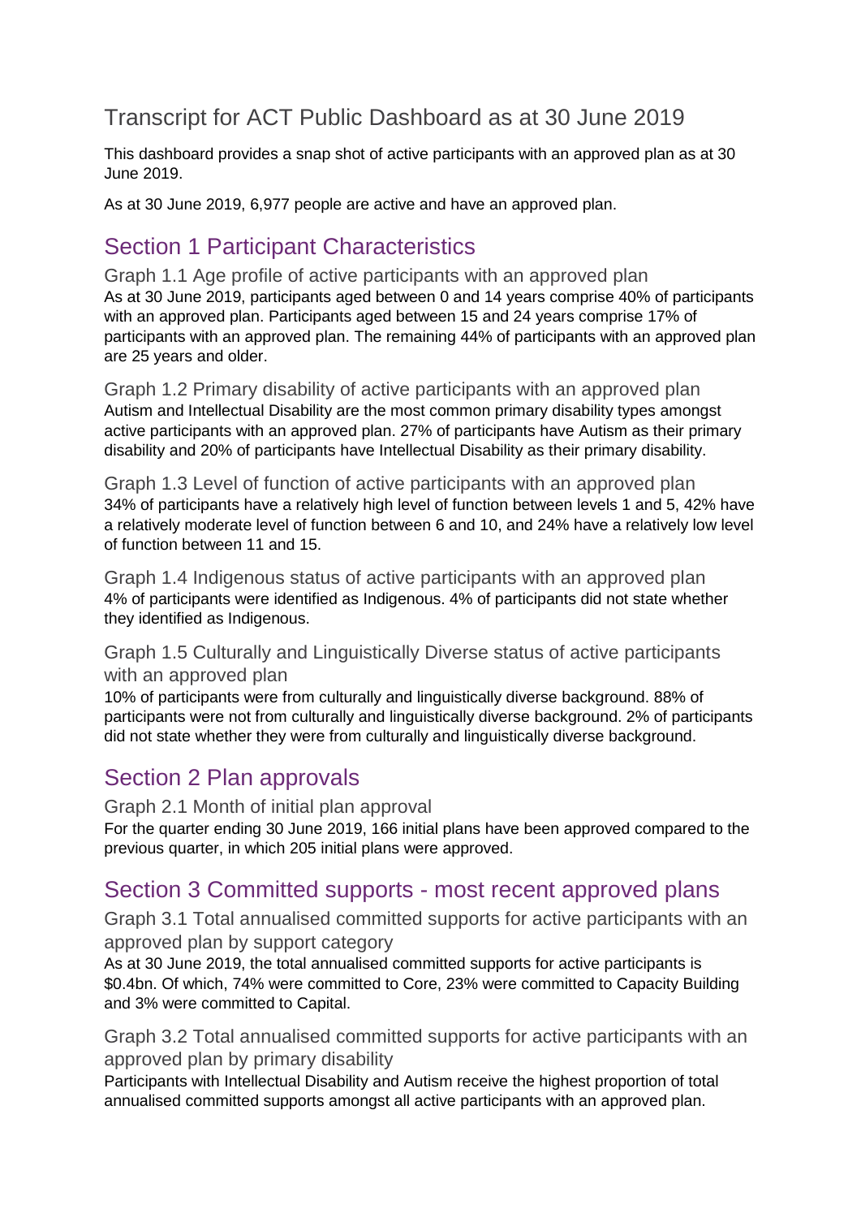# Transcript for ACT Public Dashboard as at 30 June 2019

This dashboard provides a snap shot of active participants with an approved plan as at 30 June 2019.

As at 30 June 2019, 6,977 people are active and have an approved plan.

## Section 1 Participant Characteristics

### Graph 1.1 Age profile of active participants with an approved plan

As at 30 June 2019, participants aged between 0 and 14 years comprise 40% of participants with an approved plan. Participants aged between 15 and 24 years comprise 17% of participants with an approved plan. The remaining 44% of participants with an approved plan are 25 years and older.

### Graph 1.2 Primary disability of active participants with an approved plan

Autism and Intellectual Disability are the most common primary disability types amongst active participants with an approved plan. 27% of participants have Autism as their primary disability and 20% of participants have Intellectual Disability as their primary disability.

### Graph 1.3 Level of function of active participants with an approved plan

34% of participants have a relatively high level of function between levels 1 and 5, 42% have a relatively moderate level of function between 6 and 10, and 24% have a relatively low level of function between 11 and 15.

### Graph 1.4 Indigenous status of active participants with an approved plan

4% of participants were identified as Indigenous. 4% of participants did not state whether they identified as Indigenous.

### Graph 1.5 Culturally and Linguistically Diverse status of active participants with an approved plan

10% of participants were from culturally and linguistically diverse background. 88% of participants were not from culturally and linguistically diverse background. 2% of participants did not state whether they were from culturally and linguistically diverse background.

## Section 2 Plan approvals

### Graph 2.1 Month of initial plan approval

For the quarter ending 30 June 2019, 166 initial plans have been approved compared to the previous quarter, in which 205 initial plans were approved.

## Section 3 Committed supports - most recent approved plans

### Graph 3.1 Total annualised committed supports for active participants with an approved plan by support category

As at 30 June 2019, the total annualised committed supports for active participants is \$0.4bn. Of which, 74% were committed to Core, 23% were committed to Capacity Building and 3% were committed to Capital.

### Graph 3.2 Total annualised committed supports for active participants with an approved plan by primary disability

Participants with Intellectual Disability and Autism receive the highest proportion of total annualised committed supports amongst all active participants with an approved plan.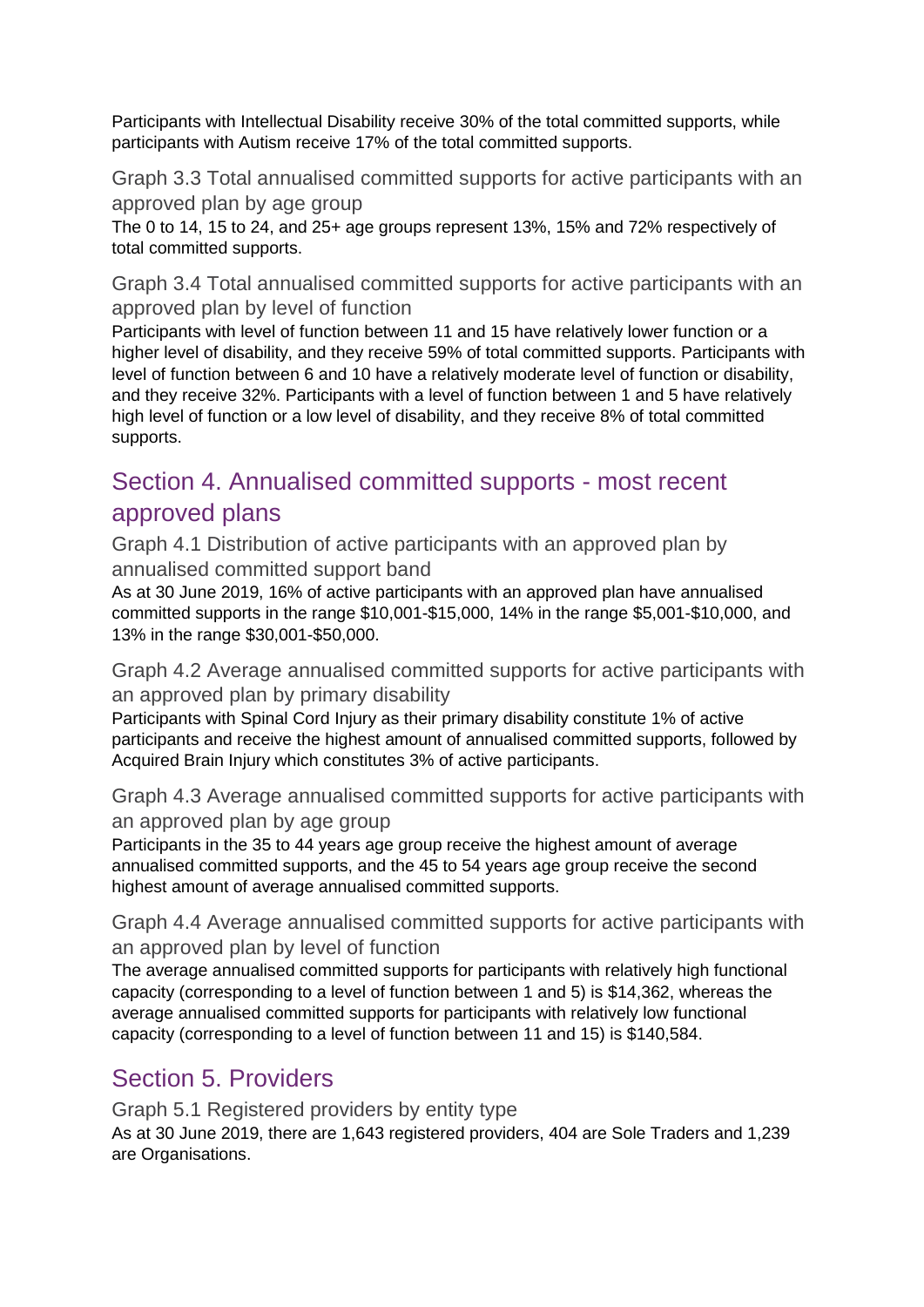Participants with Intellectual Disability receive 30% of the total committed supports, while participants with Autism receive 17% of the total committed supports.

### Graph 3.3 Total annualised committed supports for active participants with an approved plan by age group

The 0 to 14, 15 to 24, and 25+ age groups represent 13%, 15% and 72% respectively of total committed supports.

### Graph 3.4 Total annualised committed supports for active participants with an approved plan by level of function

Participants with level of function between 11 and 15 have relatively lower function or a higher level of disability, and they receive 59% of total committed supports. Participants with level of function between 6 and 10 have a relatively moderate level of function or disability, and they receive 32%. Participants with a level of function between 1 and 5 have relatively high level of function or a low level of disability, and they receive 8% of total committed supports.

## Section 4. Annualised committed supports - most recent approved plans

### Graph 4.1 Distribution of active participants with an approved plan by annualised committed support band

As at 30 June 2019, 16% of active participants with an approved plan have annualised committed supports in the range $10,001-$15,000, 14% in the range $5,001-$10,000, and 13% in the range $30,001-$50,000.

### Graph 4.2 Average annualised committed supports for active participants with an approved plan by primary disability

Participants with Spinal Cord Injury as their primary disability constitute 1% of active participants and receive the highest amount of annualised committed supports, followed by Acquired Brain Injury which constitutes 3% of active participants.

### Graph 4.3 Average annualised committed supports for active participants with an approved plan by age group

Participants in the 35 to 44 years age group receive the highest amount of average annualised committed supports, and the 45 to 54 years age group receive the second highest amount of average annualised committed supports.

### Graph 4.4 Average annualised committed supports for active participants with an approved plan by level of function

The average annualised committed supports for participants with relatively high functional capacity (corresponding to a level of function between 1 and 5) is $14,362, whereas the average annualised committed supports for participants with relatively low functional capacity (corresponding to a level of function between 11 and 15) is $140,584.

## Section 5. Providers

### Graph 5.1 Registered providers by entity type

As at 30 June 2019, there are 1,643 registered providers, 404 are Sole Traders and 1,239 are Organisations.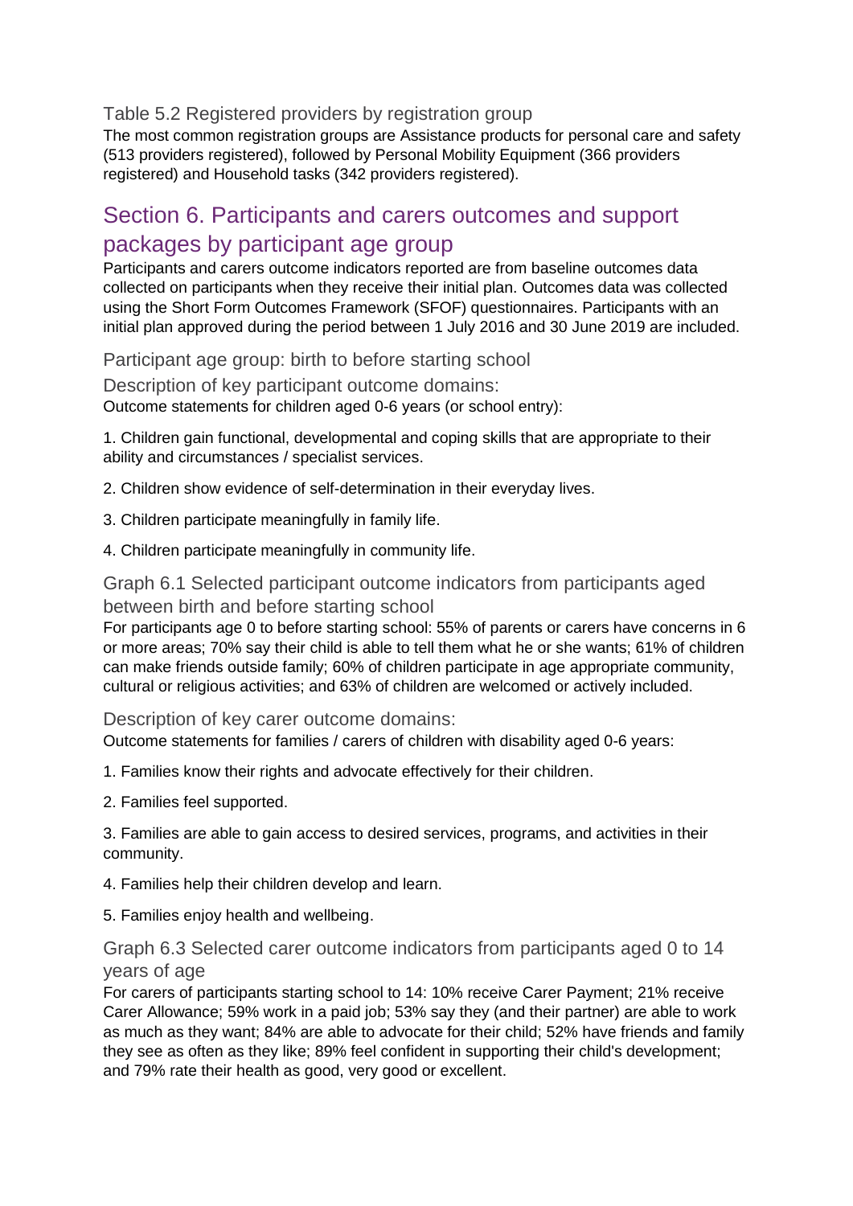### Table 5.2 Registered providers by registration group

The most common registration groups are Assistance products for personal care and safety (513 providers registered), followed by Personal Mobility Equipment (366 providers registered) and Household tasks (342 providers registered).

## Section 6. Participants and carers outcomes and support packages by participant age group

Participants and carers outcome indicators reported are from baseline outcomes data collected on participants when they receive their initial plan. Outcomes data was collected using the Short Form Outcomes Framework (SFOF) questionnaires. Participants with an initial plan approved during the period between 1 July 2016 and 30 June 2019 are included.

### Participant age group: birth to before starting school

### Description of key participant outcome domains:

Outcome statements for children aged 0-6 years (or school entry):

1. Children gain functional, developmental and coping skills that are appropriate to their ability and circumstances / specialist services.

2. Children show evidence of self-determination in their everyday lives.

3. Children participate meaningfully in family life.

4. Children participate meaningfully in community life.

### Graph 6.1 Selected participant outcome indicators from participants aged between birth and before starting school

For participants age 0 to before starting school: 55% of parents or carers have concerns in 6 or more areas; 70% say their child is able to tell them what he or she wants; 61% of children can make friends outside family; 60% of children participate in age appropriate community, cultural or religious activities; and 63% of children are welcomed or actively included.

### Description of key carer outcome domains:

Outcome statements for families / carers of children with disability aged 0-6 years:

1. Families know their rights and advocate effectively for their children.

2. Families feel supported.

3. Families are able to gain access to desired services, programs, and activities in their community.

4. Families help their children develop and learn.

5. Families enjoy health and wellbeing.

### Graph 6.3 Selected carer outcome indicators from participants aged 0 to 14 years of age

For carers of participants starting school to 14: 10% receive Carer Payment; 21% receive Carer Allowance; 59% work in a paid job; 53% say they (and their partner) are able to work as much as they want; 84% are able to advocate for their child; 52% have friends and family they see as often as they like; 89% feel confident in supporting their child's development; and 79% rate their health as good, very good or excellent.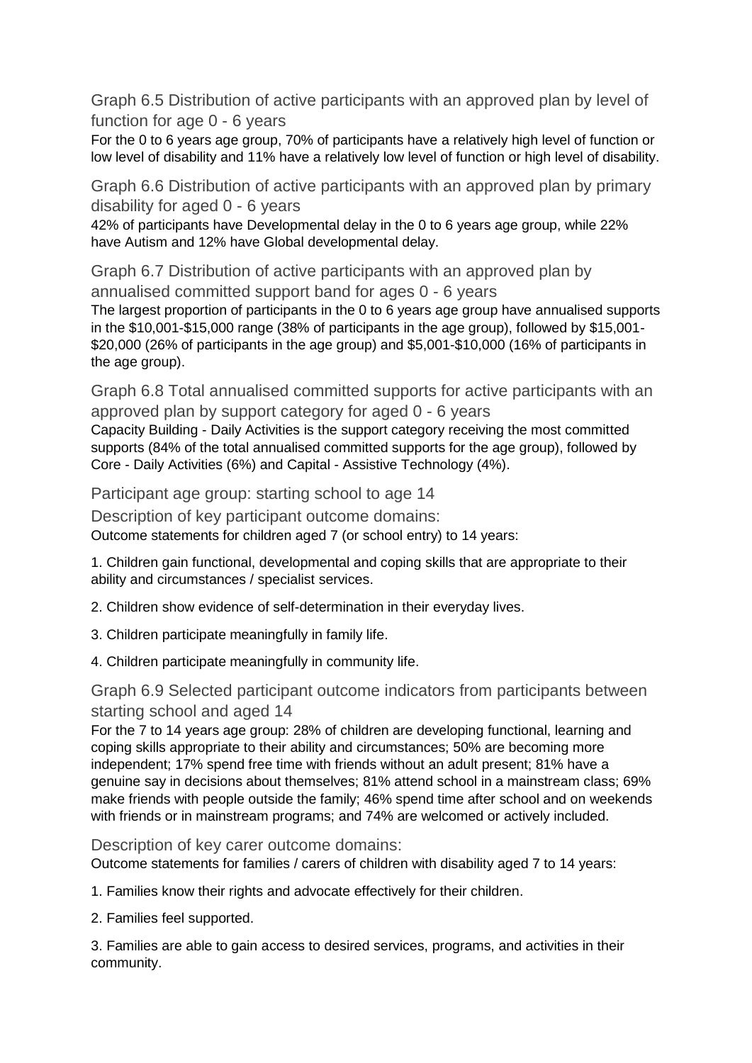### Graph 6.5 Distribution of active participants with an approved plan by level of function for age 0 - 6 years

For the 0 to 6 years age group, 70% of participants have a relatively high level of function or low level of disability and 11% have a relatively low level of function or high level of disability.

### Graph 6.6 Distribution of active participants with an approved plan by primary disability for aged 0 - 6 years

42% of participants have Developmental delay in the 0 to 6 years age group, while 22% have Autism and 12% have Global developmental delay.

### Graph 6.7 Distribution of active participants with an approved plan by annualised committed support band for ages 0 - 6 years

The largest proportion of participants in the 0 to 6 years age group have annualised supports in the $10,001-$15,000 range (38% of participants in the age group), followed by $15,001-$20,000 (26% of participants in the age group) and $5,001-$10,000 (16% of participants in the age group).

### Graph 6.8 Total annualised committed supports for active participants with an approved plan by support category for aged 0 - 6 years

Capacity Building - Daily Activities is the support category receiving the most committed supports (84% of the total annualised committed supports for the age group), followed by Core - Daily Activities (6%) and Capital - Assistive Technology (4%).

### Participant age group: starting school to age 14

### Description of key participant outcome domains:

Outcome statements for children aged 7 (or school entry) to 14 years:

1. Children gain functional, developmental and coping skills that are appropriate to their ability and circumstances / specialist services.

2. Children show evidence of self-determination in their everyday lives.

3. Children participate meaningfully in family life.

4. Children participate meaningfully in community life.

### Graph 6.9 Selected participant outcome indicators from participants between starting school and aged 14

For the 7 to 14 years age group: 28% of children are developing functional, learning and coping skills appropriate to their ability and circumstances; 50% are becoming more independent; 17% spend free time with friends without an adult present; 81% have a genuine say in decisions about themselves; 81% attend school in a mainstream class; 69% make friends with people outside the family; 46% spend time after school and on weekends with friends or in mainstream programs; and 74% are welcomed or actively included.

### Description of key carer outcome domains:

Outcome statements for families / carers of children with disability aged 7 to 14 years:

1. Families know their rights and advocate effectively for their children.

2. Families feel supported.

3. Families are able to gain access to desired services, programs, and activities in their community.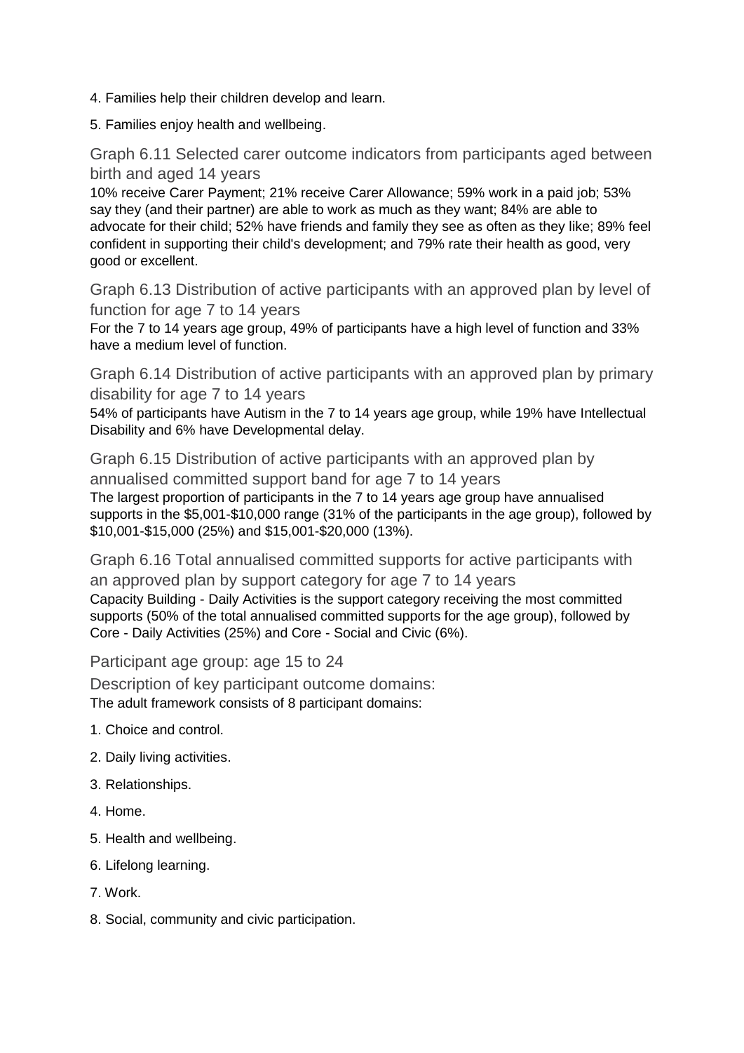4. Families help their children develop and learn.

5. Families enjoy health and wellbeing.

### Graph 6.11 Selected carer outcome indicators from participants aged between birth and aged 14 years

10% receive Carer Payment; 21% receive Carer Allowance; 59% work in a paid job; 53% say they (and their partner) are able to work as much as they want; 84% are able to advocate for their child; 52% have friends and family they see as often as they like; 89% feel confident in supporting their child's development; and 79% rate their health as good, very good or excellent.

### Graph 6.13 Distribution of active participants with an approved plan by level of function for age 7 to 14 years

For the 7 to 14 years age group, 49% of participants have a high level of function and 33% have a medium level of function.

### Graph 6.14 Distribution of active participants with an approved plan by primary disability for age 7 to 14 years

54% of participants have Autism in the 7 to 14 years age group, while 19% have Intellectual Disability and 6% have Developmental delay.

### Graph 6.15 Distribution of active participants with an approved plan by annualised committed support band for age 7 to 14 years

The largest proportion of participants in the 7 to 14 years age group have annualised supports in the $5,001-$10,000 range (31% of the participants in the age group), followed by $10,001-$15,000 (25%) and $15,001-$20,000 (13%).

### Graph 6.16 Total annualised committed supports for active participants with an approved plan by support category for age 7 to 14 years

Capacity Building - Daily Activities is the support category receiving the most committed supports (50% of the total annualised committed supports for the age group), followed by Core - Daily Activities (25%) and Core - Social and Civic (6%).

## Participant age group: age 15 to 24

### Description of key participant outcome domains:

The adult framework consists of 8 participant domains:

1. Choice and control.

2. Daily living activities.

3. Relationships.

4. Home.

5. Health and wellbeing.

6. Lifelong learning.

7. Work.

8. Social, community and civic participation.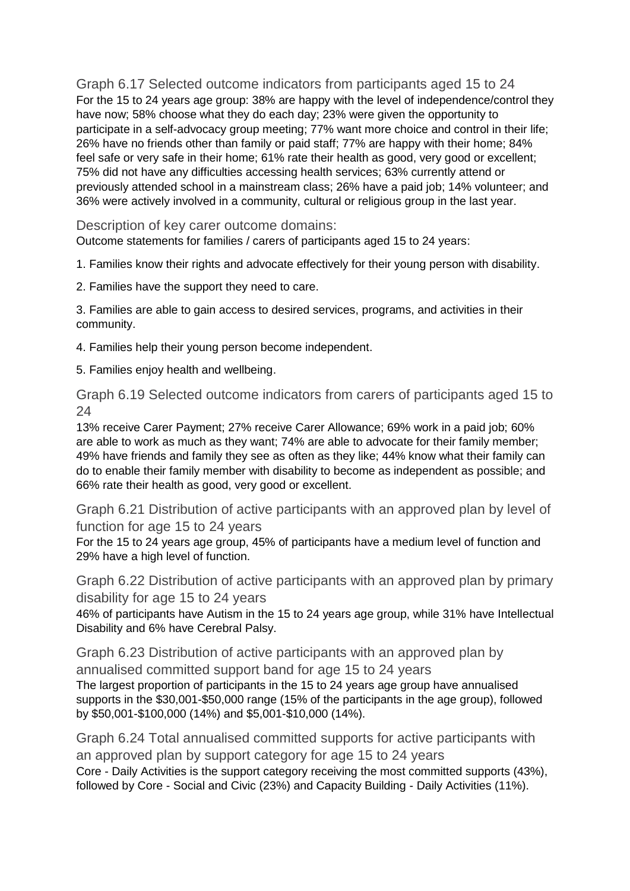### Graph 6.17 Selected outcome indicators from participants aged 15 to 24

For the 15 to 24 years age group: 38% are happy with the level of independence/control they have now; 58% choose what they do each day; 23% were given the opportunity to participate in a self-advocacy group meeting; 77% want more choice and control in their life; 26% have no friends other than family or paid staff; 77% are happy with their home; 84% feel safe or very safe in their home; 61% rate their health as good, very good or excellent; 75% did not have any difficulties accessing health services; 63% currently attend or previously attended school in a mainstream class; 26% have a paid job; 14% volunteer; and 36% were actively involved in a community, cultural or religious group in the last year.

### Description of key carer outcome domains:

Outcome statements for families / carers of participants aged 15 to 24 years:

1. Families know their rights and advocate effectively for their young person with disability.

2. Families have the support they need to care.

3. Families are able to gain access to desired services, programs, and activities in their community.

4. Families help their young person become independent.

5. Families enjoy health and wellbeing.

### Graph 6.19 Selected outcome indicators from carers of participants aged 15 to 24

13% receive Carer Payment; 27% receive Carer Allowance; 69% work in a paid job; 60% are able to work as much as they want; 74% are able to advocate for their family member; 49% have friends and family they see as often as they like; 44% know what their family can do to enable their family member with disability to become as independent as possible; and 66% rate their health as good, very good or excellent.

### Graph 6.21 Distribution of active participants with an approved plan by level of function for age 15 to 24 years

For the 15 to 24 years age group, 45% of participants have a medium level of function and 29% have a high level of function.

### Graph 6.22 Distribution of active participants with an approved plan by primary disability for age 15 to 24 years

46% of participants have Autism in the 15 to 24 years age group, while 31% have Intellectual Disability and 6% have Cerebral Palsy.

### Graph 6.23 Distribution of active participants with an approved plan by annualised committed support band for age 15 to 24 years

The largest proportion of participants in the 15 to 24 years age group have annualised supports in the $30,001-$50,000 range (15% of the participants in the age group), followed by $50,001-$100,000 (14%) and $5,001-$10,000 (14%).

### Graph 6.24 Total annualised committed supports for active participants with an approved plan by support category for age 15 to 24 years

Core - Daily Activities is the support category receiving the most committed supports (43%), followed by Core - Social and Civic (23%) and Capacity Building - Daily Activities (11%).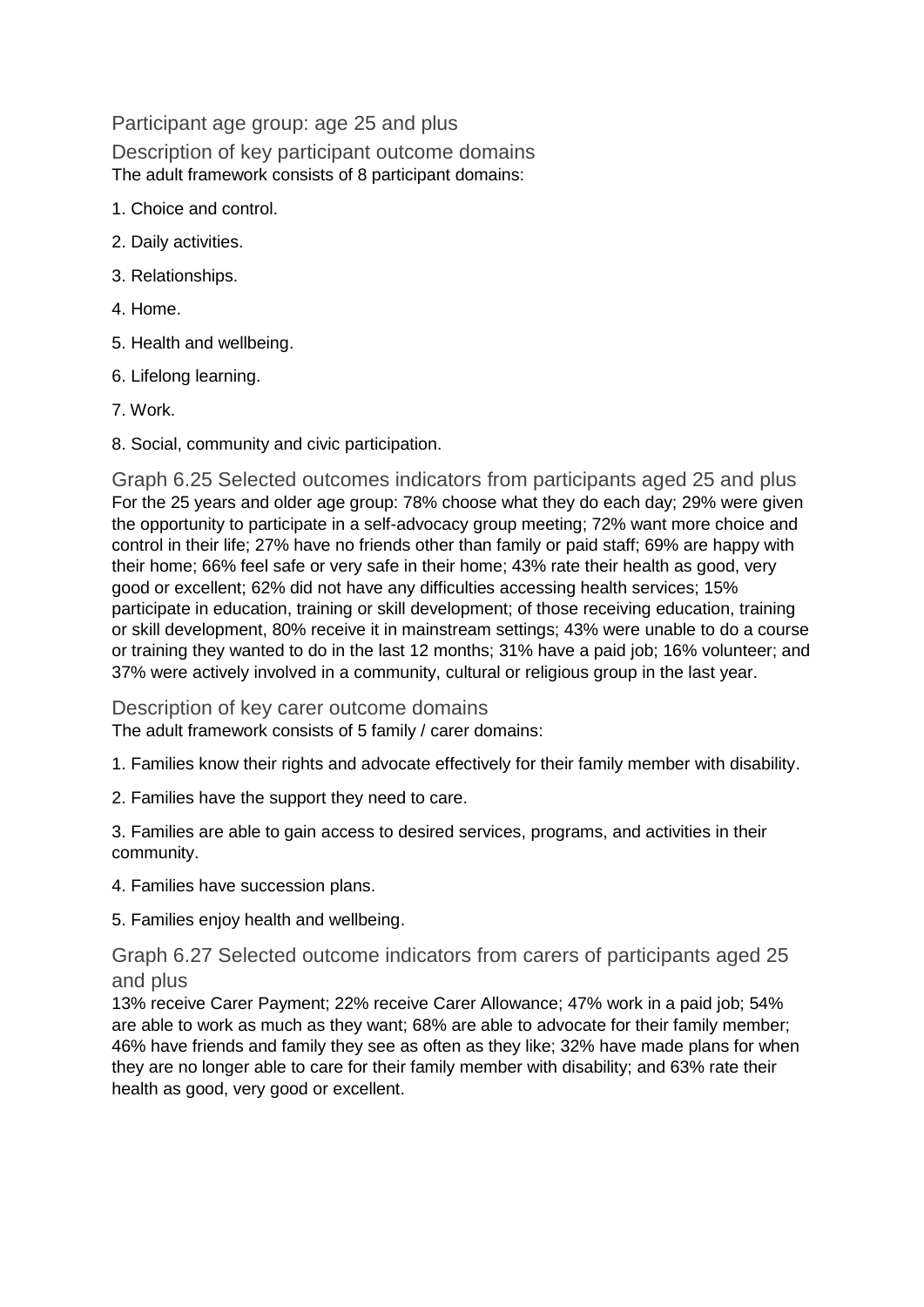## Participant age group: age 25 and plus

### Description of key participant outcome domains

The adult framework consists of 8 participant domains:

1. Choice and control.
2. Daily activities.
3. Relationships.
4. Home.
5. Health and wellbeing.
6. Lifelong learning.
7. Work.
8. Social, community and civic participation.

### Graph 6.25 Selected outcomes indicators from participants aged 25 and plus

For the 25 years and older age group: 78% choose what they do each day; 29% were given the opportunity to participate in a self-advocacy group meeting; 72% want more choice and control in their life; 27% have no friends other than family or paid staff; 69% are happy with their home; 66% feel safe or very safe in their home; 43% rate their health as good, very good or excellent; 62% did not have any difficulties accessing health services; 15% participate in education, training or skill development; of those receiving education, training or skill development, 80% receive it in mainstream settings; 43% were unable to do a course or training they wanted to do in the last 12 months; 31% have a paid job; 16% volunteer; and 37% were actively involved in a community, cultural or religious group in the last year.

### Description of key carer outcome domains

The adult framework consists of 5 family / carer domains:

1. Families know their rights and advocate effectively for their family member with disability.
2. Families have the support they need to care.
3. Families are able to gain access to desired services, programs, and activities in their community.
4. Families have succession plans.
5. Families enjoy health and wellbeing.

### Graph 6.27 Selected outcome indicators from carers of participants aged 25 and plus

13% receive Carer Payment; 22% receive Carer Allowance; 47% work in a paid job; 54% are able to work as much as they want; 68% are able to advocate for their family member; 46% have friends and family they see as often as they like; 32% have made plans for when they are no longer able to care for their family member with disability; and 63% rate their health as good, very good or excellent.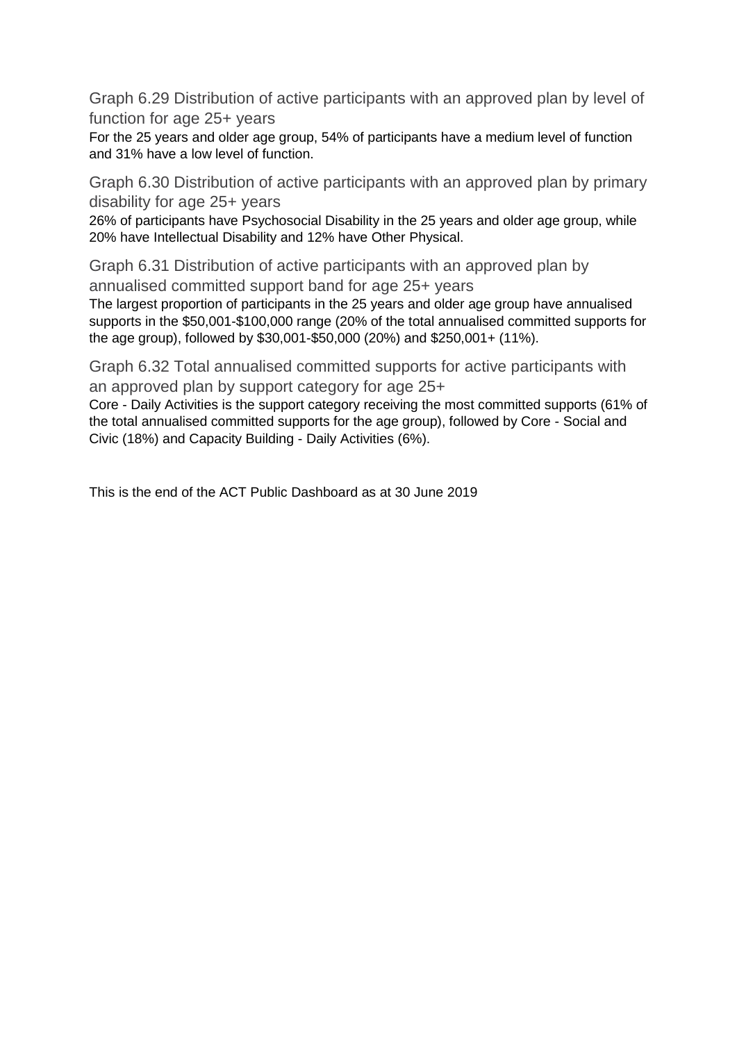### Graph 6.29 Distribution of active participants with an approved plan by level of function for age 25+ years

For the 25 years and older age group, 54% of participants have a medium level of function and 31% have a low level of function.

### Graph 6.30 Distribution of active participants with an approved plan by primary disability for age 25+ years

26% of participants have Psychosocial Disability in the 25 years and older age group, while 20% have Intellectual Disability and 12% have Other Physical.

### Graph 6.31 Distribution of active participants with an approved plan by annualised committed support band for age 25+ years

The largest proportion of participants in the 25 years and older age group have annualised supports in the $50,001-$100,000 range (20% of the total annualised committed supports for the age group), followed by $30,001-$50,000 (20%) and $250,001+ (11%).

### Graph 6.32 Total annualised committed supports for active participants with an approved plan by support category for age 25+

Core - Daily Activities is the support category receiving the most committed supports (61% of the total annualised committed supports for the age group), followed by Core - Social and Civic (18%) and Capacity Building - Daily Activities (6%).

This is the end of the ACT Public Dashboard as at 30 June 2019